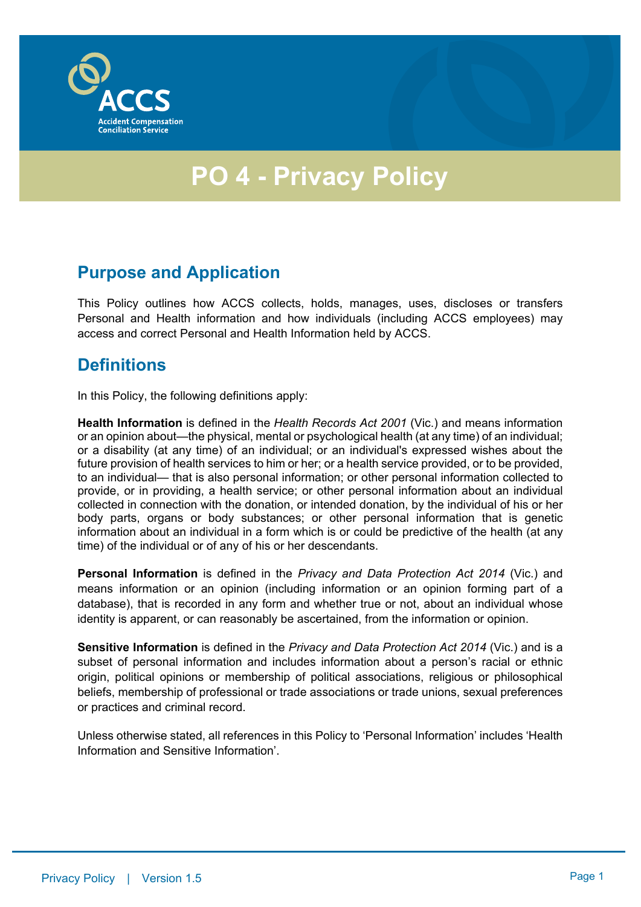ACCS

Accident Compensation Conciliation Service

# PO 4 - Privacy Policy

## Purpose and Application

This Policy outlines how ACCS collects, holds, manages, uses, discloses or transfers Personal and Health information and how individuals (including ACCS employees) may access and correct Personal and Health Information held by ACCS.

## Definitions

In this Policy, the following definitions apply:

**Health Information** is defined in the *Health Records Act 2001* (Vic.) and means information or an opinion about—the physical, mental or psychological health (at any time) of an individual; or a disability (at any time) of an individual; or an individual's expressed wishes about the future provision of health services to him or her; or a health service provided, or to be provided, to an individual— that is also personal information; or other personal information collected to provide, or in providing, a health service; or other personal information about an individual collected in connection with the donation, or intended donation, by the individual of his or her body parts, organs or body substances; or other personal information that is genetic information about an individual in a form which is or could be predictive of the health (at any time) of the individual or of any of his or her descendants.

**Personal Information** is defined in the *Privacy and Data Protection Act 2014* (Vic.) and means information or an opinion (including information or an opinion forming part of a database), that is recorded in any form and whether true or not, about an individual whose identity is apparent, or can reasonably be ascertained, from the information or opinion.

**Sensitive Information** is defined in the *Privacy and Data Protection Act 2014* (Vic.) and is a subset of personal information and includes information about a person's racial or ethnic origin, political opinions or membership of political associations, religious or philosophical beliefs, membership of professional or trade associations or trade unions, sexual preferences or practices and criminal record.

Unless otherwise stated, all references in this Policy to 'Personal Information' includes 'Health Information and Sensitive Information'.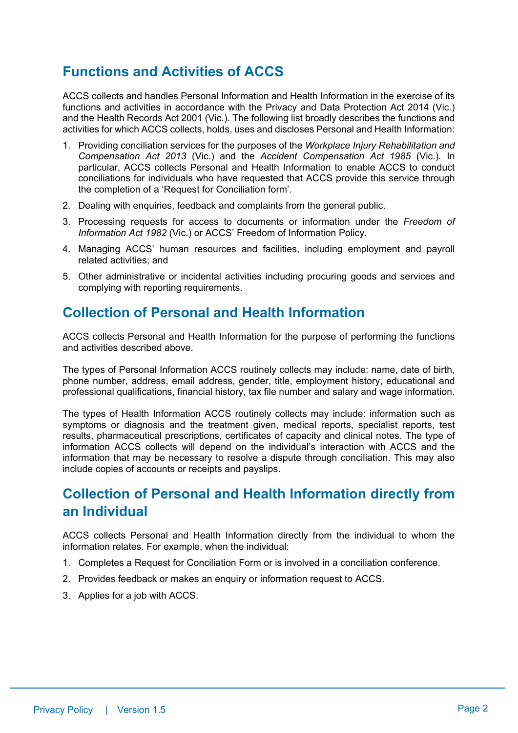## Functions and Activities of ACCS

ACCS collects and handles Personal Information and Health Information in the exercise of its functions and activities in accordance with the Privacy and Data Protection Act 2014 (Vic.) and the Health Records Act 2001 (Vic.). The following list broadly describes the functions and activities for which ACCS collects, holds, uses and discloses Personal and Health Information:

1. Providing conciliation services for the purposes of the *Workplace Injury Rehabilitation and Compensation Act 2013* (Vic.) and the *Accident Compensation Act 1985* (Vic.). In particular, ACCS collects Personal and Health Information to enable ACCS to conduct conciliations for individuals who have requested that ACCS provide this service through the completion of a 'Request for Conciliation form'.
2. Dealing with enquiries, feedback and complaints from the general public.
3. Processing requests for access to documents or information under the *Freedom of Information Act 1982* (Vic.) or ACCS' Freedom of Information Policy.
4. Managing ACCS' human resources and facilities, including employment and payroll related activities; and
5. Other administrative or incidental activities including procuring goods and services and complying with reporting requirements.

## Collection of Personal and Health Information

ACCS collects Personal and Health Information for the purpose of performing the functions and activities described above.

The types of Personal Information ACCS routinely collects may include: name, date of birth, phone number, address, email address, gender, title, employment history, educational and professional qualifications, financial history, tax file number and salary and wage information.

The types of Health Information ACCS routinely collects may include: information such as symptoms or diagnosis and the treatment given, medical reports, specialist reports, test results, pharmaceutical prescriptions, certificates of capacity and clinical notes. The type of information ACCS collects will depend on the individual's interaction with ACCS and the information that may be necessary to resolve a dispute through conciliation. This may also include copies of accounts or receipts and payslips.

## Collection of Personal and Health Information directly from an Individual

ACCS collects Personal and Health Information directly from the individual to whom the information relates. For example, when the individual:

1. Completes a Request for Conciliation Form or is involved in a conciliation conference.
2. Provides feedback or makes an enquiry or information request to ACCS.
3. Applies for a job with ACCS.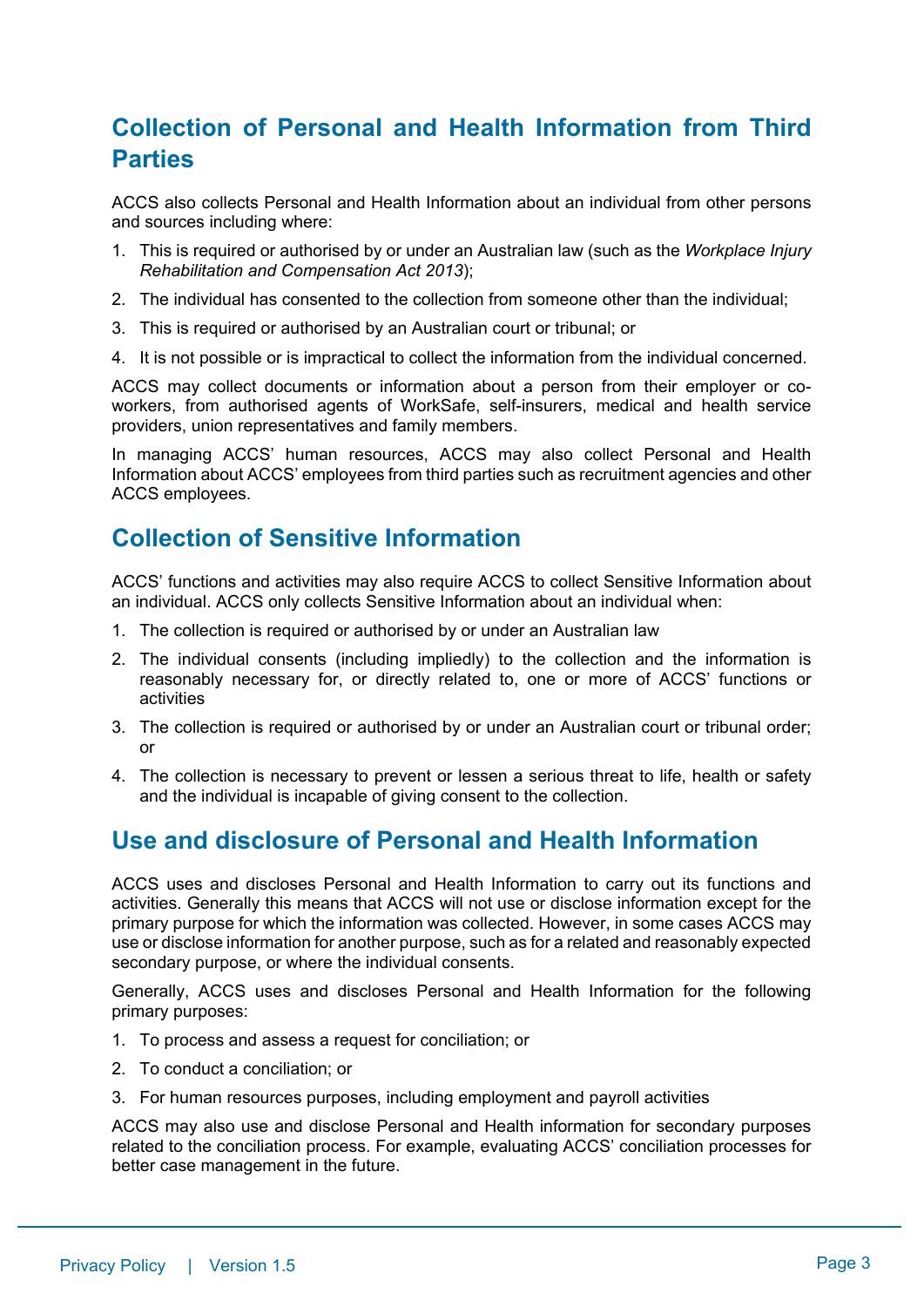## Collection of Personal and Health Information from Third Parties

ACCS also collects Personal and Health Information about an individual from other persons and sources including where:

1. This is required or authorised by or under an Australian law (such as the *Workplace Injury Rehabilitation and Compensation Act 2013*);
2. The individual has consented to the collection from someone other than the individual;
3. This is required or authorised by an Australian court or tribunal; or
4. It is not possible or is impractical to collect the information from the individual concerned.

ACCS may collect documents or information about a person from their employer or co-workers, from authorised agents of WorkSafe, self-insurers, medical and health service providers, union representatives and family members.

In managing ACCS' human resources, ACCS may also collect Personal and Health Information about ACCS' employees from third parties such as recruitment agencies and other ACCS employees.

## Collection of Sensitive Information

ACCS' functions and activities may also require ACCS to collect Sensitive Information about an individual. ACCS only collects Sensitive Information about an individual when:

1. The collection is required or authorised by or under an Australian law
2. The individual consents (including impliedly) to the collection and the information is reasonably necessary for, or directly related to, one or more of ACCS' functions or activities
3. The collection is required or authorised by or under an Australian court or tribunal order; or
4. The collection is necessary to prevent or lessen a serious threat to life, health or safety and the individual is incapable of giving consent to the collection.

## Use and disclosure of Personal and Health Information

ACCS uses and discloses Personal and Health Information to carry out its functions and activities. Generally this means that ACCS will not use or disclose information except for the primary purpose for which the information was collected. However, in some cases ACCS may use or disclose information for another purpose, such as for a related and reasonably expected secondary purpose, or where the individual consents.

Generally, ACCS uses and discloses Personal and Health Information for the following primary purposes:

1. To process and assess a request for conciliation; or
2. To conduct a conciliation; or
3. For human resources purposes, including employment and payroll activities

ACCS may also use and disclose Personal and Health information for secondary purposes related to the conciliation process. For example, evaluating ACCS' conciliation processes for better case management in the future.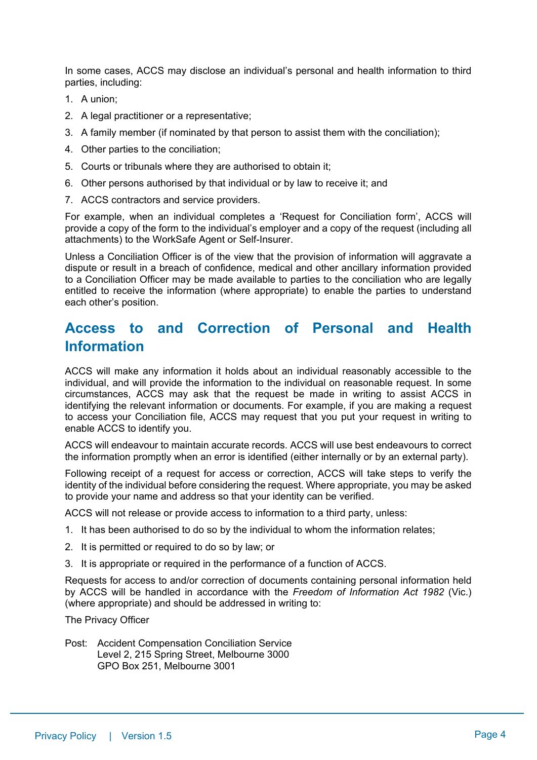In some cases, ACCS may disclose an individual's personal and health information to third parties, including:

1. A union;
2. A legal practitioner or a representative;
3. A family member (if nominated by that person to assist them with the conciliation);
4. Other parties to the conciliation;
5. Courts or tribunals where they are authorised to obtain it;
6. Other persons authorised by that individual or by law to receive it; and
7. ACCS contractors and service providers.

For example, when an individual completes a 'Request for Conciliation form', ACCS will provide a copy of the form to the individual's employer and a copy of the request (including all attachments) to the WorkSafe Agent or Self-Insurer.

Unless a Conciliation Officer is of the view that the provision of information will aggravate a dispute or result in a breach of confidence, medical and other ancillary information provided to a Conciliation Officer may be made available to parties to the conciliation who are legally entitled to receive the information (where appropriate) to enable the parties to understand each other's position.

## Access to and Correction of Personal and Health Information

ACCS will make any information it holds about an individual reasonably accessible to the individual, and will provide the information to the individual on reasonable request. In some circumstances, ACCS may ask that the request be made in writing to assist ACCS in identifying the relevant information or documents. For example, if you are making a request to access your Conciliation file, ACCS may request that you put your request in writing to enable ACCS to identify you.

ACCS will endeavour to maintain accurate records. ACCS will use best endeavours to correct the information promptly when an error is identified (either internally or by an external party).

Following receipt of a request for access or correction, ACCS will take steps to verify the identity of the individual before considering the request. Where appropriate, you may be asked to provide your name and address so that your identity can be verified.

ACCS will not release or provide access to information to a third party, unless:

1. It has been authorised to do so by the individual to whom the information relates;
2. It is permitted or required to do so by law; or
3. It is appropriate or required in the performance of a function of ACCS.

Requests for access to and/or correction of documents containing personal information held by ACCS will be handled in accordance with the *Freedom of Information Act 1982* (Vic.) (where appropriate) and should be addressed in writing to:

The Privacy Officer

Post: Accident Compensation Conciliation Service
Level 2, 215 Spring Street, Melbourne 3000
GPO Box 251, Melbourne 3001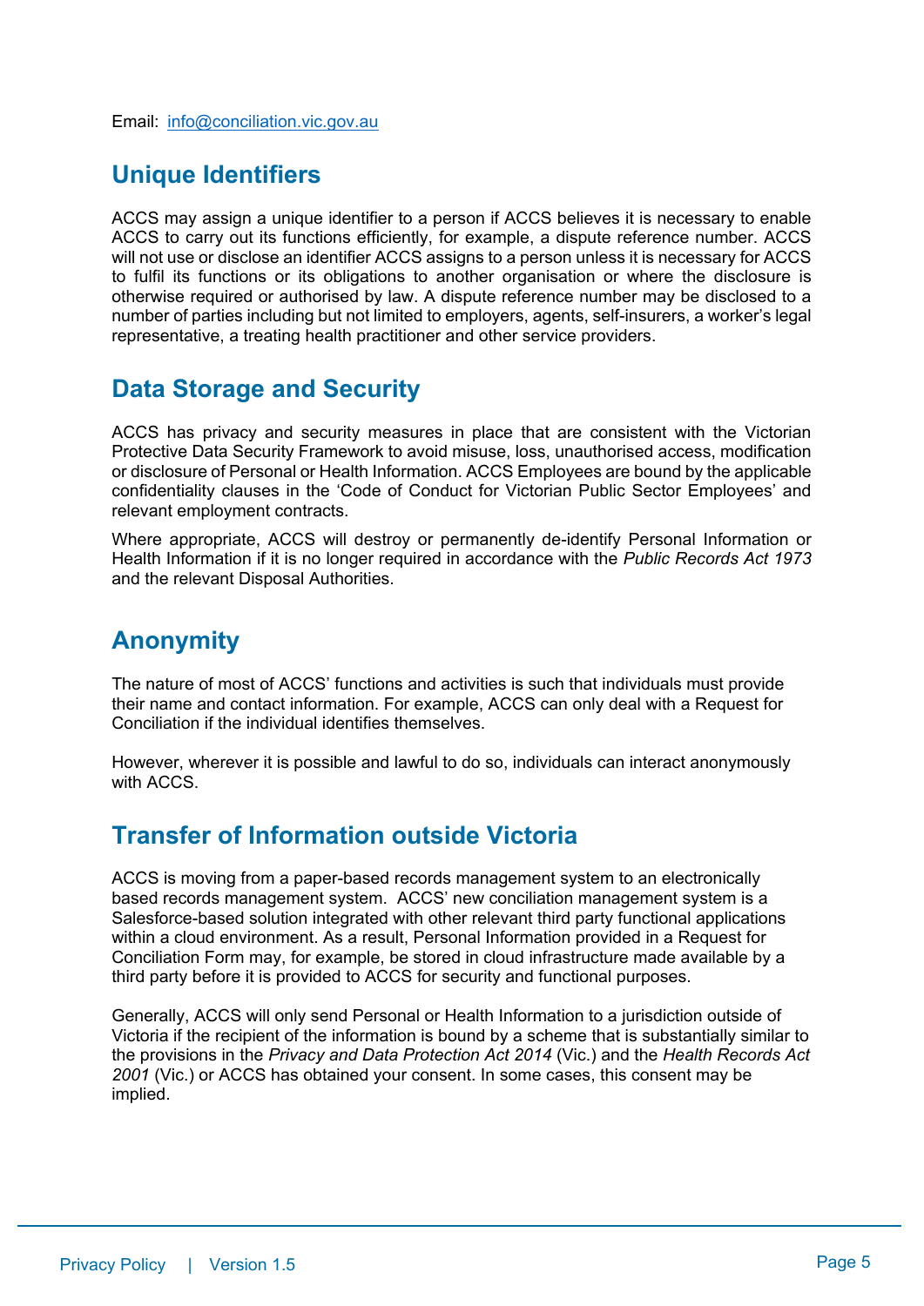Email: [info@conciliation.vic.gov.au](mailto:info@conciliation.vic.gov.au)

## Unique Identifiers

ACCS may assign a unique identifier to a person if ACCS believes it is necessary to enable ACCS to carry out its functions efficiently, for example, a dispute reference number. ACCS will not use or disclose an identifier ACCS assigns to a person unless it is necessary for ACCS to fulfil its functions or its obligations to another organisation or where the disclosure is otherwise required or authorised by law. A dispute reference number may be disclosed to a number of parties including but not limited to employers, agents, self-insurers, a worker's legal representative, a treating health practitioner and other service providers.

## Data Storage and Security

ACCS has privacy and security measures in place that are consistent with the Victorian Protective Data Security Framework to avoid misuse, loss, unauthorised access, modification or disclosure of Personal or Health Information. ACCS Employees are bound by the applicable confidentiality clauses in the 'Code of Conduct for Victorian Public Sector Employees' and relevant employment contracts.

Where appropriate, ACCS will destroy or permanently de-identify Personal Information or Health Information if it is no longer required in accordance with the *Public Records Act 1973* and the relevant Disposal Authorities.

## Anonymity

The nature of most of ACCS' functions and activities is such that individuals must provide their name and contact information. For example, ACCS can only deal with a Request for Conciliation if the individual identifies themselves.

However, wherever it is possible and lawful to do so, individuals can interact anonymously with ACCS.

## Transfer of Information outside Victoria

ACCS is moving from a paper-based records management system to an electronically based records management system. ACCS' new conciliation management system is a Salesforce-based solution integrated with other relevant third party functional applications within a cloud environment. As a result, Personal Information provided in a Request for Conciliation Form may, for example, be stored in cloud infrastructure made available by a third party before it is provided to ACCS for security and functional purposes.

Generally, ACCS will only send Personal or Health Information to a jurisdiction outside of Victoria if the recipient of the information is bound by a scheme that is substantially similar to the provisions in the *Privacy and Data Protection Act 2014* (Vic.) and the *Health Records Act 2001* (Vic.) or ACCS has obtained your consent. In some cases, this consent may be implied.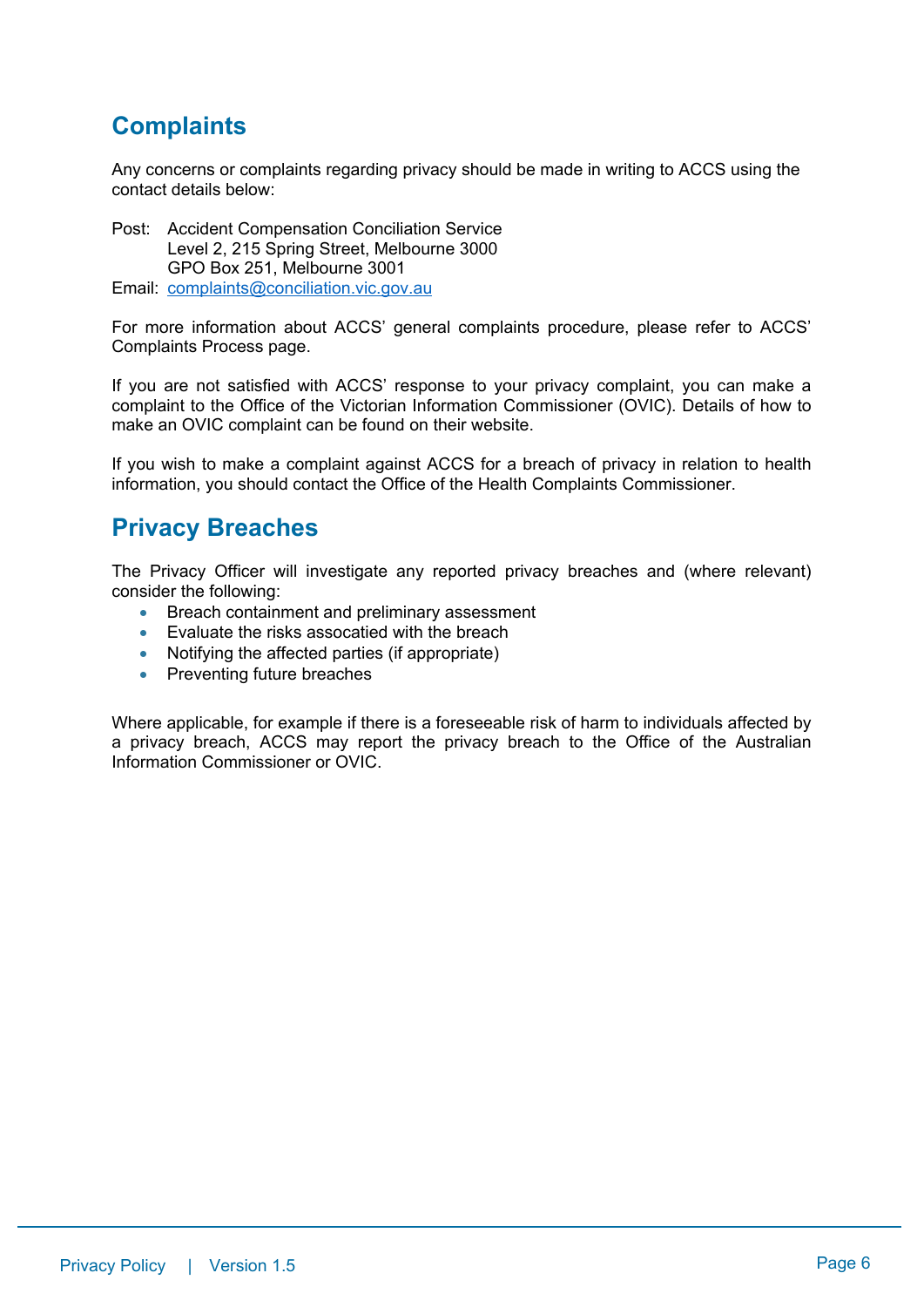## Complaints

Any concerns or complaints regarding privacy should be made in writing to ACCS using the contact details below:

Post: Accident Compensation Conciliation Service
Level 2, 215 Spring Street, Melbourne 3000
GPO Box 251, Melbourne 3001
Email: complaints@conciliation.vic.gov.au

For more information about ACCS' general complaints procedure, please refer to ACCS' Complaints Process page.

If you are not satisfied with ACCS' response to your privacy complaint, you can make a complaint to the Office of the Victorian Information Commissioner (OVIC). Details of how to make an OVIC complaint can be found on their website.

If you wish to make a complaint against ACCS for a breach of privacy in relation to health information, you should contact the Office of the Health Complaints Commissioner.

## Privacy Breaches

The Privacy Officer will investigate any reported privacy breaches and (where relevant) consider the following:

- Breach containment and preliminary assessment
- Evaluate the risks assocatied with the breach
- Notifying the affected parties (if appropriate)
- Preventing future breaches

Where applicable, for example if there is a foreseeable risk of harm to individuals affected by a privacy breach, ACCS may report the privacy breach to the Office of the Australian Information Commissioner or OVIC.